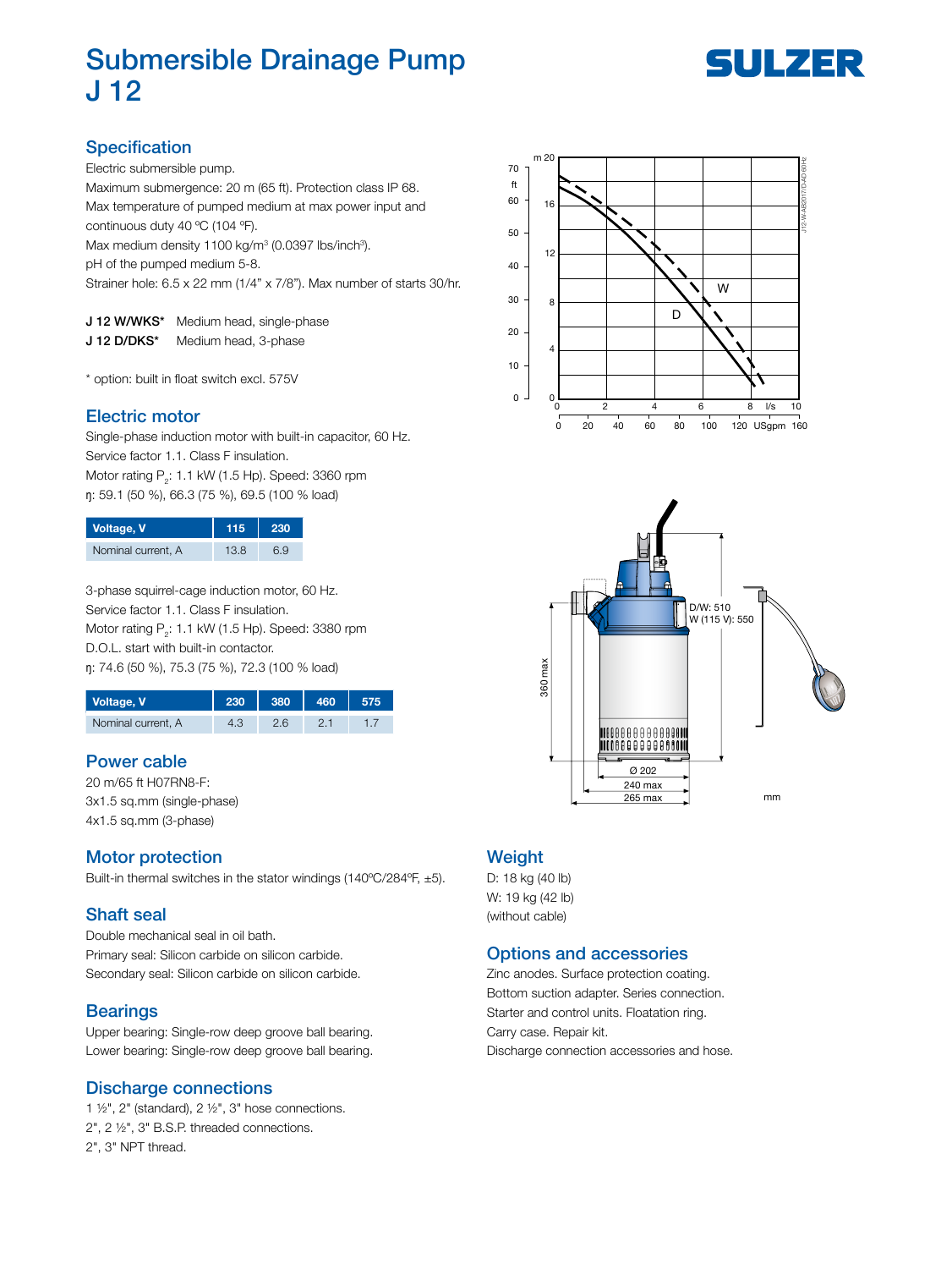# Submersible Drainage Pump J 12

SULZER

## Specification

Electric submersible pump.
Maximum submergence: 20 m (65 ft). Protection class IP 68.
Max temperature of pumped medium at max power input and continuous duty 40 ºC (104 ºF).
Max medium density 1100 kg/m³ (0.0397 lbs/inch³).
pH of the pumped medium 5-8.
Strainer hole: 6.5 x 22 mm (1/4" x 7/8"). Max number of starts 30/hr.

**J 12 W/WKS*** Medium head, single-phase
**J 12 D/DKS*** Medium head, 3-phase

\* option: built in float switch excl. 575V

## Electric motor

Single-phase induction motor with built-in capacitor, 60 Hz.
Service factor 1.1. Class F insulation.
Motor rating $P_2$: 1.1 kW (1.5 Hp). Speed: 3360 rpm
η: 59.1 (50 %), 66.3 (75 %), 69.5 (100 % load)

| Voltage, V | 115 | 230 |
|---|---|---|
| Nominal current, A | 13.8 | 6.9 |

3-phase squirrel-cage induction motor, 60 Hz.
Service factor 1.1. Class F insulation.
Motor rating $P_2$: 1.1 kW (1.5 Hp). Speed: 3380 rpm
D.O.L. start with built-in contactor.
η: 74.6 (50 %), 75.3 (75 %), 72.3 (100 % load)

| Voltage, V | 230 | 380 | 460 | 575 |
|---|---|---|---|---|
| Nominal current, A | 4.3 | 2.6 | 2.1 | 1.7 |

## Power cable

20 m/65 ft H07RN8-F:
3x1.5 sq.mm (single-phase)
4x1.5 sq.mm (3-phase)

## Motor protection

Built-in thermal switches in the stator windings (140ºC/284ºF, ±5).

## Shaft seal

Double mechanical seal in oil bath.
Primary seal: Silicon carbide on silicon carbide.
Secondary seal: Silicon carbide on silicon carbide.

## Bearings

Upper bearing: Single-row deep groove ball bearing.
Lower bearing: Single-row deep groove ball bearing.

## Discharge connections

1 ½", 2" (standard), 2 ½", 3" hose connections.
2", 2 ½", 3" B.S.P. threaded connections.
2", 3" NPT thread.

## Weight

D: 18 kg (40 lb)
W: 19 kg (42 lb)
(without cable)

## Options and accessories

Zinc anodes. Surface protection coating.
Bottom suction adapter. Series connection.
Starter and control units. Floatation ring.
Carry case. Repair kit.
Discharge connection accessories and hose.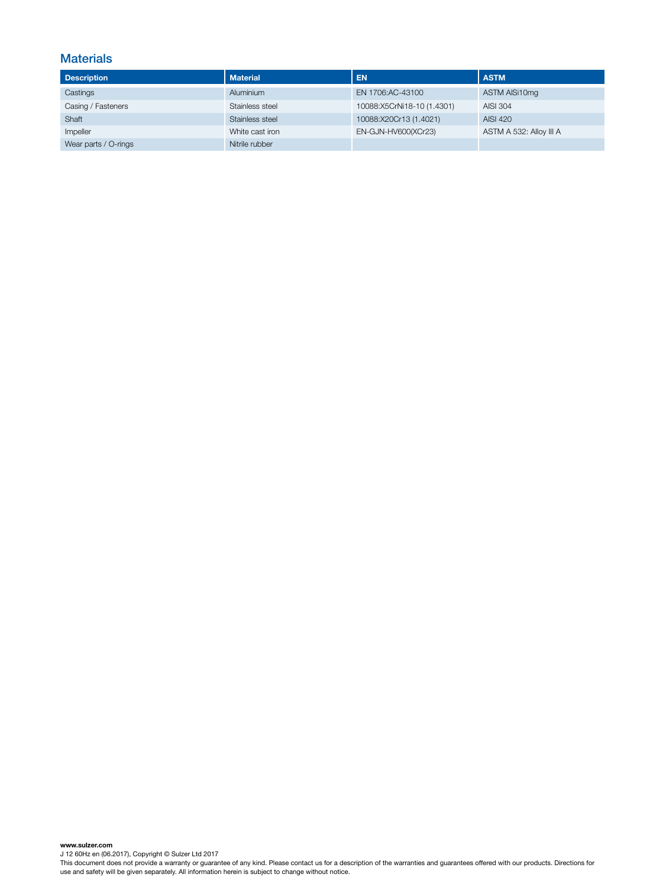## Materials

| Description | Material | EN | ASTM |
|---|---|---|---|
| Castings | Aluminium | EN 1706:AC-43100 | ASTM AlSi10mg |
| Casing / Fasteners | Stainless steel | 10088:X5CrNi18-10 (1.4301) | AISI 304 |
| Shaft | Stainless steel | 10088:X20Cr13 (1.4021) | AISI 420 |
| Impeller | White cast iron | EN-GJN-HV600(XCr23) | ASTM A 532: Alloy III A |
| Wear parts / O-rings | Nitrile rubber | | |

**www.sulzer.com**

J 12 60Hz en (06.2017), Copyright © Sulzer Ltd 2017

This document does not provide a warranty or guarantee of any kind. Please contact us for a description of the warranties and guarantees offered with our products. Directions for use and safety will be given separately. All information herein is subject to change without notice.